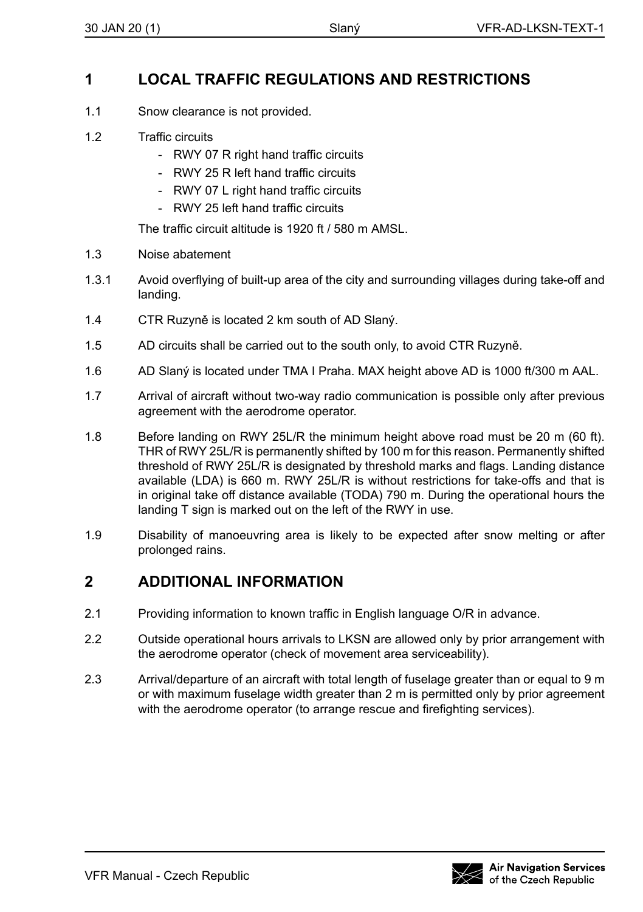## 1 LOCAL TRAFFIC REGULATIONS AND RESTRICTIONS

1.1 Snow clearance is not provided.

1.2 Traffic circuits

- RWY 07 R right hand traffic circuits
- RWY 25 R left hand traffic circuits
- RWY 07 L right hand traffic circuits
- RWY 25 left hand traffic circuits

The traffic circuit altitude is 1920 ft / 580 m AMSL.

1.3 Noise abatement

1.3.1 Avoid overflying of built-up area of the city and surrounding villages during take-off and landing.

1.4 CTR Ruzyně is located 2 km south of AD Slaný.

1.5 AD circuits shall be carried out to the south only, to avoid CTR Ruzyně.

1.6 AD Slaný is located under TMA I Praha. MAX height above AD is 1000 ft/300 m AAL.

1.7 Arrival of aircraft without two-way radio communication is possible only after previous agreement with the aerodrome operator.

1.8 Before landing on RWY 25L/R the minimum height above road must be 20 m (60 ft). THR of RWY 25L/R is permanently shifted by 100 m for this reason. Permanently shifted threshold of RWY 25L/R is designated by threshold marks and flags. Landing distance available (LDA) is 660 m. RWY 25L/R is without restrictions for take-offs and that is in original take off distance available (TODA) 790 m. During the operational hours the landing T sign is marked out on the left of the RWY in use.

1.9 Disability of manoeuvring area is likely to be expected after snow melting or after prolonged rains.

## 2 ADDITIONAL INFORMATION

2.1 Providing information to known traffic in English language O/R in advance.

2.2 Outside operational hours arrivals to LKSN are allowed only by prior arrangement with the aerodrome operator (check of movement area serviceability).

2.3 Arrival/departure of an aircraft with total length of fuselage greater than or equal to 9 m or with maximum fuselage width greater than 2 m is permitted only by prior agreement with the aerodrome operator (to arrange rescue and firefighting services).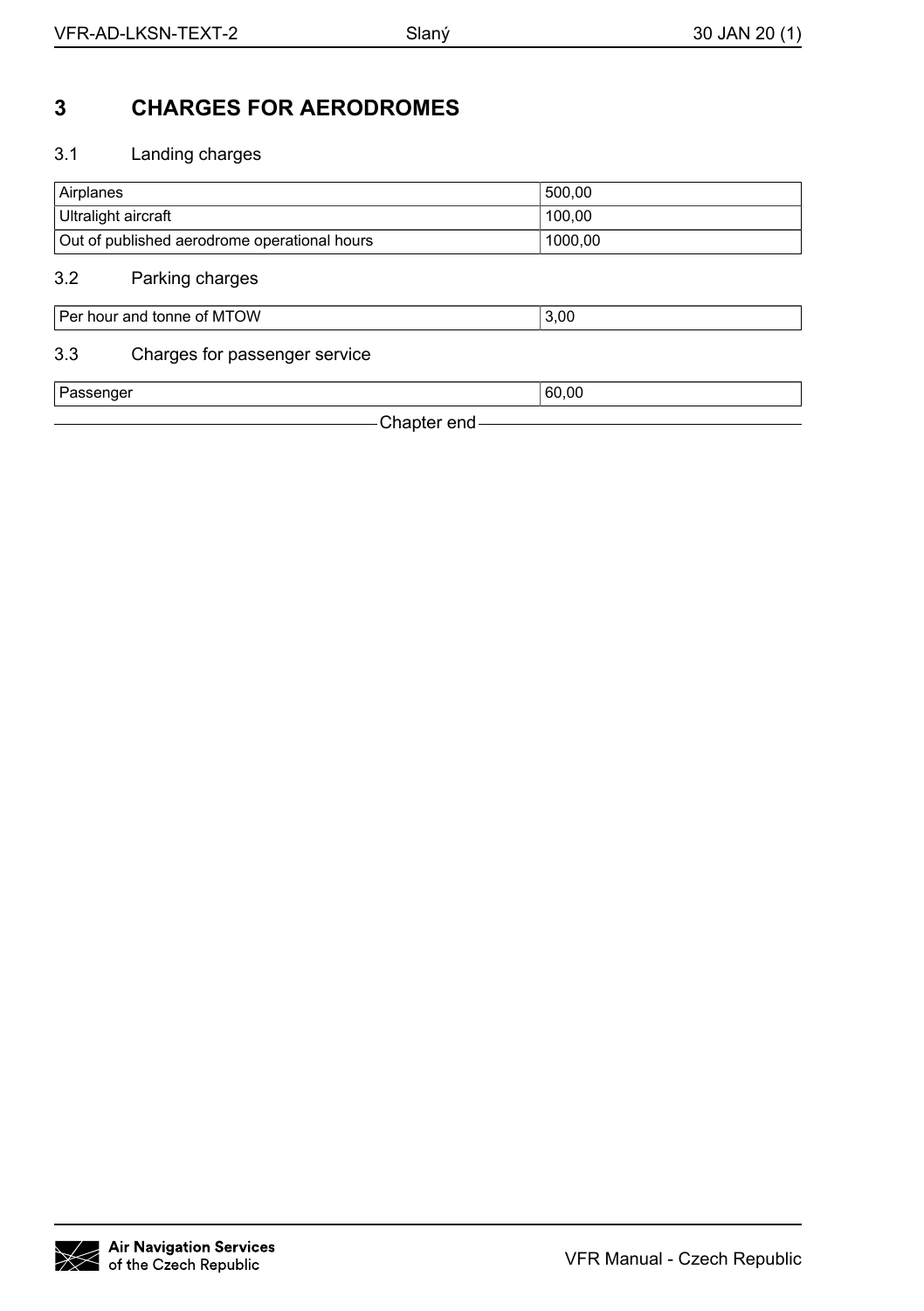# 3 CHARGES FOR AERODROMES

## 3.1 Landing charges

| | |
|---|---|
| Airplanes | 500,00 |
| Ultralight aircraft | 100,00 |
| Out of published aerodrome operational hours | 1000,00 |

## 3.2 Parking charges

| | |
|---|---|
| Per hour and tonne of MTOW | 3,00 |

## 3.3 Charges for passenger service

| | |
|---|---|
| Passenger | 60,00 |

Chapter end